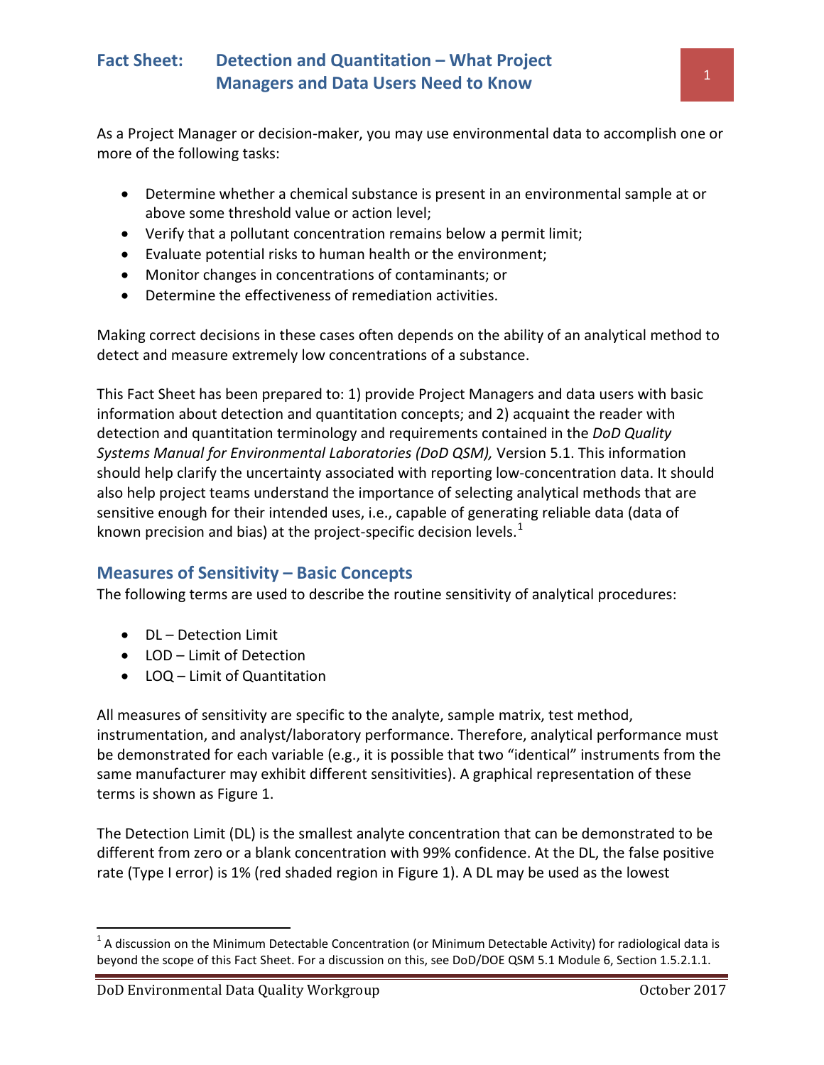# Fact Sheet: Detection and Quantitation – What Project Managers and Data Users Need to Know

As a Project Manager or decision-maker, you may use environmental data to accomplish one or more of the following tasks:

- Determine whether a chemical substance is present in an environmental sample at or above some threshold value or action level;
- Verify that a pollutant concentration remains below a permit limit;
- Evaluate potential risks to human health or the environment;
- Monitor changes in concentrations of contaminants; or
- Determine the effectiveness of remediation activities.

Making correct decisions in these cases often depends on the ability of an analytical method to detect and measure extremely low concentrations of a substance.

This Fact Sheet has been prepared to: 1) provide Project Managers and data users with basic information about detection and quantitation concepts; and 2) acquaint the reader with detection and quantitation terminology and requirements contained in the *DoD Quality Systems Manual for Environmental Laboratories (DoD QSM),* Version 5.1. This information should help clarify the uncertainty associated with reporting low-concentration data. It should also help project teams understand the importance of selecting analytical methods that are sensitive enough for their intended uses, i.e., capable of generating reliable data (data of known precision and bias) at the project-specific decision levels.[1]

## Measures of Sensitivity – Basic Concepts

The following terms are used to describe the routine sensitivity of analytical procedures:

- DL – Detection Limit
- LOD – Limit of Detection
- LOQ – Limit of Quantitation

All measures of sensitivity are specific to the analyte, sample matrix, test method, instrumentation, and analyst/laboratory performance. Therefore, analytical performance must be demonstrated for each variable (e.g., it is possible that two "identical" instruments from the same manufacturer may exhibit different sensitivities). A graphical representation of these terms is shown as Figure 1.

The Detection Limit (DL) is the smallest analyte concentration that can be demonstrated to be different from zero or a blank concentration with 99% confidence. At the DL, the false positive rate (Type I error) is 1% (red shaded region in Figure 1). A DL may be used as the lowest

[1] A discussion on the Minimum Detectable Concentration (or Minimum Detectable Activity) for radiological data is beyond the scope of this Fact Sheet. For a discussion on this, see DoD/DOE QSM 5.1 Module 6, Section 1.5.2.1.1.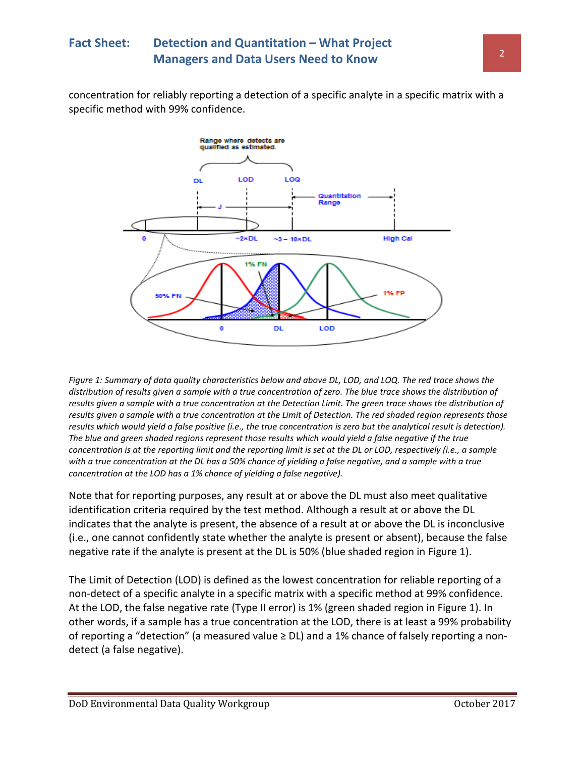concentration for reliably reporting a detection of a specific analyte in a specific matrix with a specific method with 99% confidence.

*Figure 1: Summary of data quality characteristics below and above DL, LOD, and LOQ. The red trace shows the distribution of results given a sample with a true concentration of zero. The blue trace shows the distribution of results given a sample with a true concentration at the Detection Limit. The green trace shows the distribution of results given a sample with a true concentration at the Limit of Detection. The red shaded region represents those results which would yield a false positive (i.e., the true concentration is zero but the analytical result is detection). The blue and green shaded regions represent those results which would yield a false negative if the true concentration is at the reporting limit and the reporting limit is set at the DL or LOD, respectively (i.e., a sample with a true concentration at the DL has a 50% chance of yielding a false negative, and a sample with a true concentration at the LOD has a 1% chance of yielding a false negative).*

Note that for reporting purposes, any result at or above the DL must also meet qualitative identification criteria required by the test method. Although a result at or above the DL indicates that the analyte is present, the absence of a result at or above the DL is inconclusive (i.e., one cannot confidently state whether the analyte is present or absent), because the false negative rate if the analyte is present at the DL is 50% (blue shaded region in Figure 1).

The Limit of Detection (LOD) is defined as the lowest concentration for reliable reporting of a non-detect of a specific analyte in a specific matrix with a specific method at 99% confidence. At the LOD, the false negative rate (Type II error) is 1% (green shaded region in Figure 1). In other words, if a sample has a true concentration at the LOD, there is at least a 99% probability of reporting a "detection" (a measured value ≥ DL) and a 1% chance of falsely reporting a non-detect (a false negative).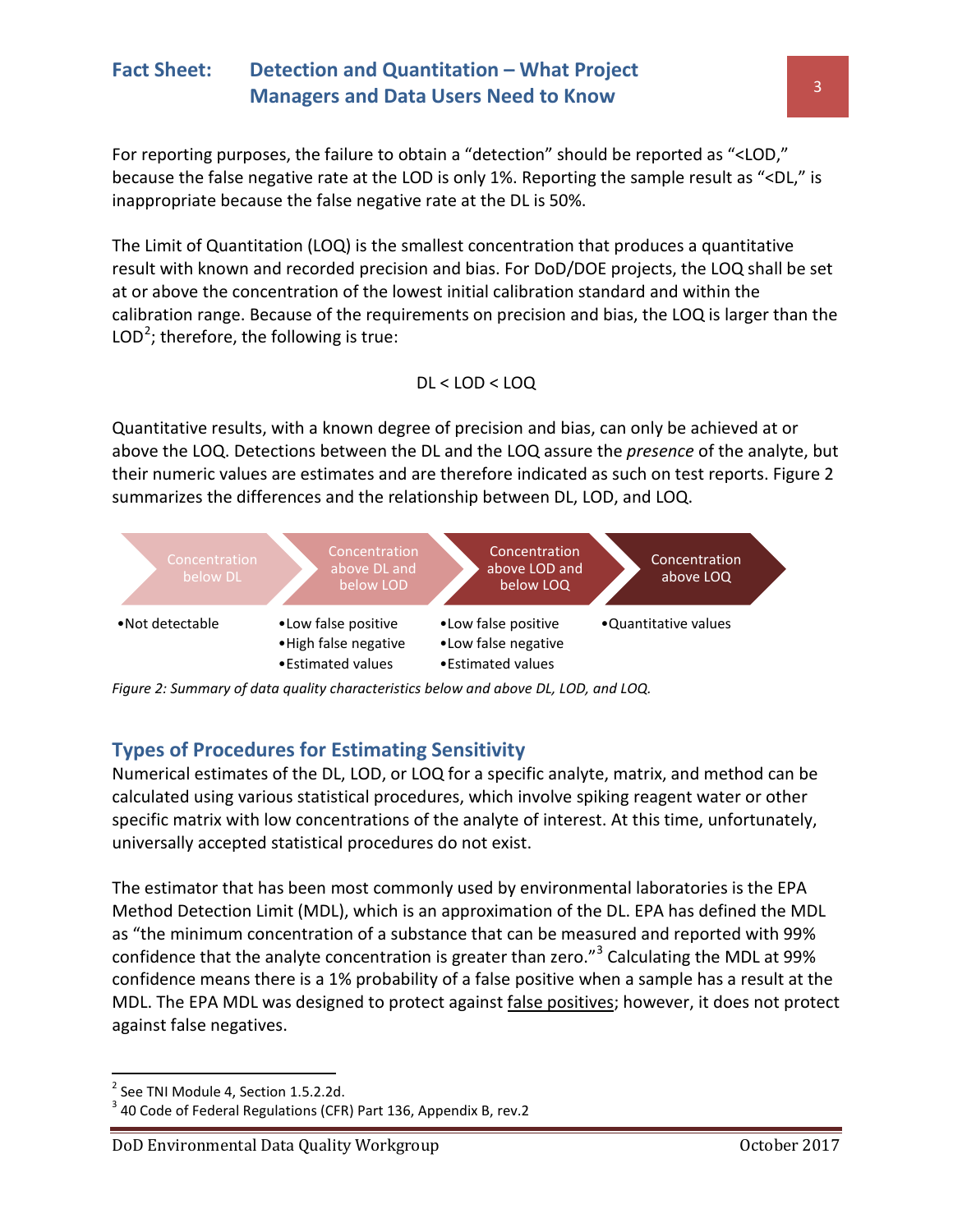For reporting purposes, the failure to obtain a "detection" should be reported as "<LOD," because the false negative rate at the LOD is only 1%. Reporting the sample result as "<DL," is inappropriate because the false negative rate at the DL is 50%.

The Limit of Quantitation (LOQ) is the smallest concentration that produces a quantitative result with known and recorded precision and bias. For DoD/DOE projects, the LOQ shall be set at or above the concentration of the lowest initial calibration standard and within the calibration range. Because of the requirements on precision and bias, the LOQ is larger than the LOD[2]; therefore, the following is true:

DL < LOD < LOQ

Quantitative results, with a known degree of precision and bias, can only be achieved at or above the LOQ. Detections between the DL and the LOQ assure the *presence* of the analyte, but their numeric values are estimates and are therefore indicated as such on test reports. Figure 2 summarizes the differences and the relationship between DL, LOD, and LOQ.

| Concentration below DL | Concentration above DL and below LOD | Concentration above LOD and below LOQ | Concentration above LOQ |
|---|---|---|---|
| • Not detectable | • Low false positive<br>• High false negative<br>• Estimated values | • Low false positive<br>• Low false negative<br>• Estimated values | • Quantitative values |

*Figure 2: Summary of data quality characteristics below and above DL, LOD, and LOQ.*

## Types of Procedures for Estimating Sensitivity

Numerical estimates of the DL, LOD, or LOQ for a specific analyte, matrix, and method can be calculated using various statistical procedures, which involve spiking reagent water or other specific matrix with low concentrations of the analyte of interest. At this time, unfortunately, universally accepted statistical procedures do not exist.

The estimator that has been most commonly used by environmental laboratories is the EPA Method Detection Limit (MDL), which is an approximation of the DL. EPA has defined the MDL as "the minimum concentration of a substance that can be measured and reported with 99% confidence that the analyte concentration is greater than zero."[3] Calculating the MDL at 99% confidence means there is a 1% probability of a false positive when a sample has a result at the MDL. The EPA MDL was designed to protect against false positives; however, it does not protect against false negatives.

---

[2] See TNI Module 4, Section 1.5.2.2d.

[3] 40 Code of Federal Regulations (CFR) Part 136, Appendix B, rev.2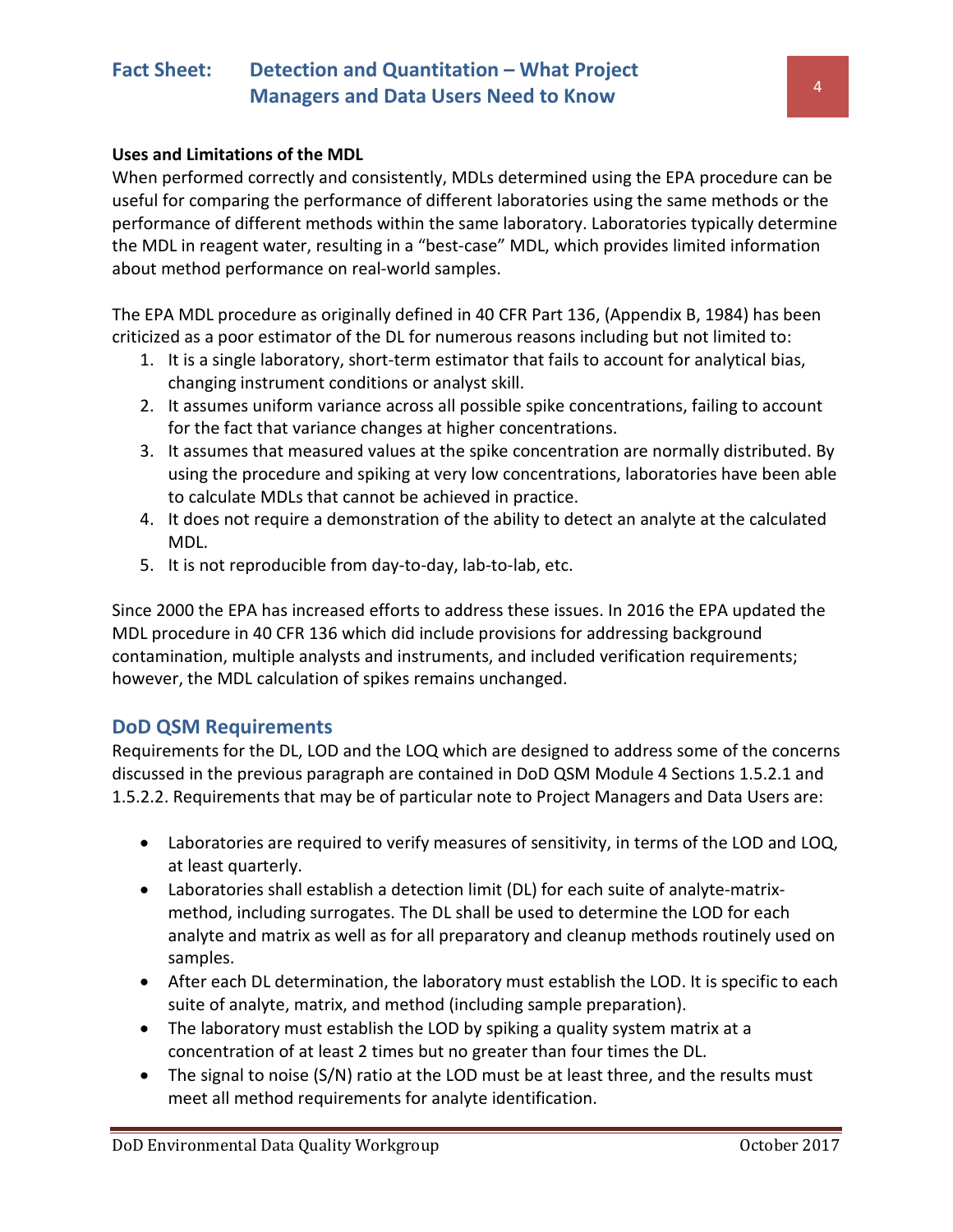**Uses and Limitations of the MDL**

When performed correctly and consistently, MDLs determined using the EPA procedure can be useful for comparing the performance of different laboratories using the same methods or the performance of different methods within the same laboratory. Laboratories typically determine the MDL in reagent water, resulting in a "best-case" MDL, which provides limited information about method performance on real-world samples.

The EPA MDL procedure as originally defined in 40 CFR Part 136, (Appendix B, 1984) has been criticized as a poor estimator of the DL for numerous reasons including but not limited to:

1. It is a single laboratory, short-term estimator that fails to account for analytical bias, changing instrument conditions or analyst skill.
2. It assumes uniform variance across all possible spike concentrations, failing to account for the fact that variance changes at higher concentrations.
3. It assumes that measured values at the spike concentration are normally distributed. By using the procedure and spiking at very low concentrations, laboratories have been able to calculate MDLs that cannot be achieved in practice.
4. It does not require a demonstration of the ability to detect an analyte at the calculated MDL.
5. It is not reproducible from day-to-day, lab-to-lab, etc.

Since 2000 the EPA has increased efforts to address these issues. In 2016 the EPA updated the MDL procedure in 40 CFR 136 which did include provisions for addressing background contamination, multiple analysts and instruments, and included verification requirements; however, the MDL calculation of spikes remains unchanged.

## DoD QSM Requirements

Requirements for the DL, LOD and the LOQ which are designed to address some of the concerns discussed in the previous paragraph are contained in DoD QSM Module 4 Sections 1.5.2.1 and 1.5.2.2. Requirements that may be of particular note to Project Managers and Data Users are:

- Laboratories are required to verify measures of sensitivity, in terms of the LOD and LOQ, at least quarterly.
- Laboratories shall establish a detection limit (DL) for each suite of analyte-matrix-method, including surrogates. The DL shall be used to determine the LOD for each analyte and matrix as well as for all preparatory and cleanup methods routinely used on samples.
- After each DL determination, the laboratory must establish the LOD. It is specific to each suite of analyte, matrix, and method (including sample preparation).
- The laboratory must establish the LOD by spiking a quality system matrix at a concentration of at least 2 times but no greater than four times the DL.
- The signal to noise (S/N) ratio at the LOD must be at least three, and the results must meet all method requirements for analyte identification.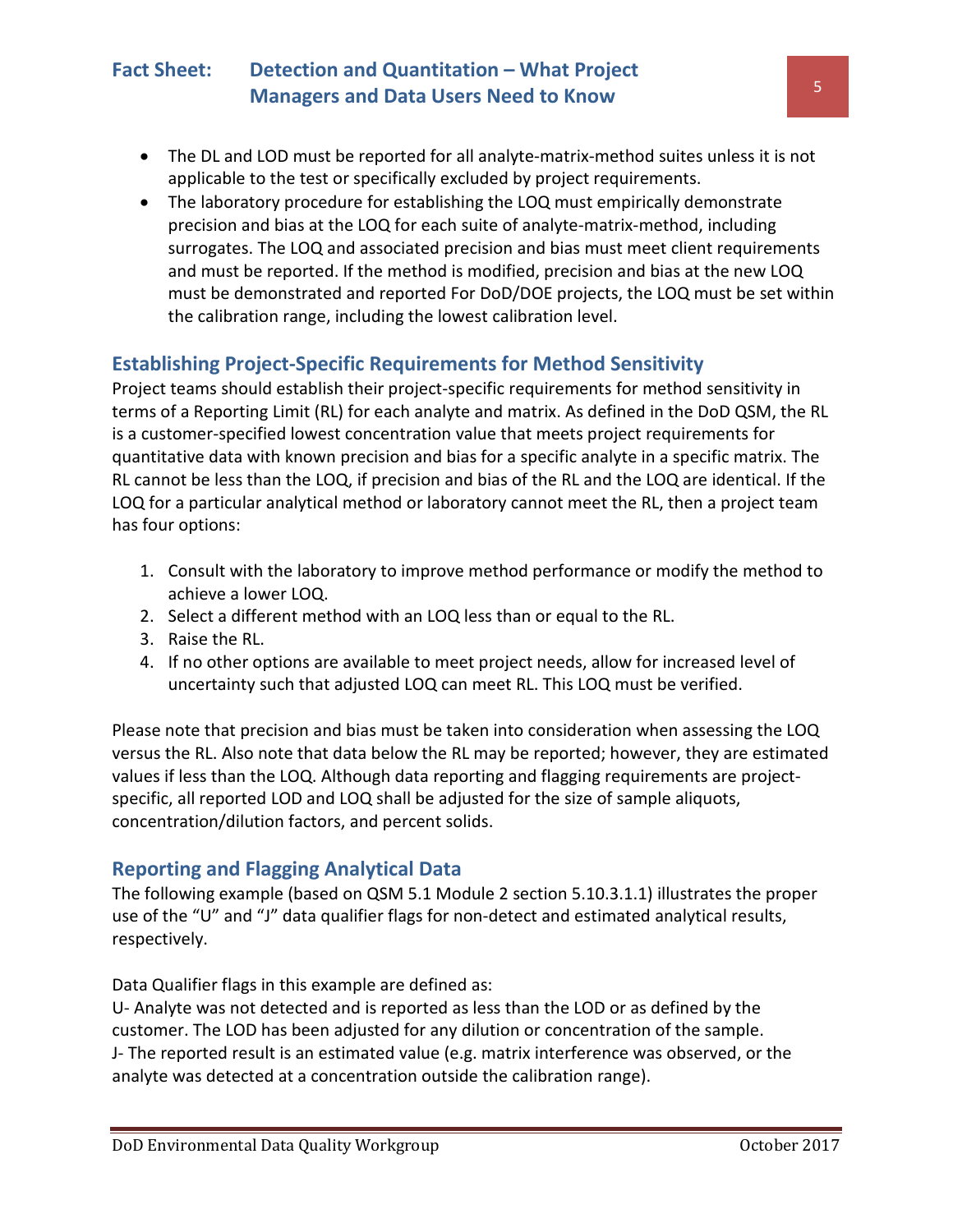- The DL and LOD must be reported for all analyte-matrix-method suites unless it is not applicable to the test or specifically excluded by project requirements.
- The laboratory procedure for establishing the LOQ must empirically demonstrate precision and bias at the LOQ for each suite of analyte-matrix-method, including surrogates. The LOQ and associated precision and bias must meet client requirements and must be reported. If the method is modified, precision and bias at the new LOQ must be demonstrated and reported For DoD/DOE projects, the LOQ must be set within the calibration range, including the lowest calibration level.

## Establishing Project-Specific Requirements for Method Sensitivity

Project teams should establish their project-specific requirements for method sensitivity in terms of a Reporting Limit (RL) for each analyte and matrix. As defined in the DoD QSM, the RL is a customer-specified lowest concentration value that meets project requirements for quantitative data with known precision and bias for a specific analyte in a specific matrix. The RL cannot be less than the LOQ, if precision and bias of the RL and the LOQ are identical. If the LOQ for a particular analytical method or laboratory cannot meet the RL, then a project team has four options:

1. Consult with the laboratory to improve method performance or modify the method to achieve a lower LOQ.
2. Select a different method with an LOQ less than or equal to the RL.
3. Raise the RL.
4. If no other options are available to meet project needs, allow for increased level of uncertainty such that adjusted LOQ can meet RL. This LOQ must be verified.

Please note that precision and bias must be taken into consideration when assessing the LOQ versus the RL. Also note that data below the RL may be reported; however, they are estimated values if less than the LOQ. Although data reporting and flagging requirements are project-specific, all reported LOD and LOQ shall be adjusted for the size of sample aliquots, concentration/dilution factors, and percent solids.

## Reporting and Flagging Analytical Data

The following example (based on QSM 5.1 Module 2 section 5.10.3.1.1) illustrates the proper use of the "U" and "J" data qualifier flags for non-detect and estimated analytical results, respectively.

Data Qualifier flags in this example are defined as:
U- Analyte was not detected and is reported as less than the LOD or as defined by the customer. The LOD has been adjusted for any dilution or concentration of the sample.
J- The reported result is an estimated value (e.g. matrix interference was observed, or the analyte was detected at a concentration outside the calibration range).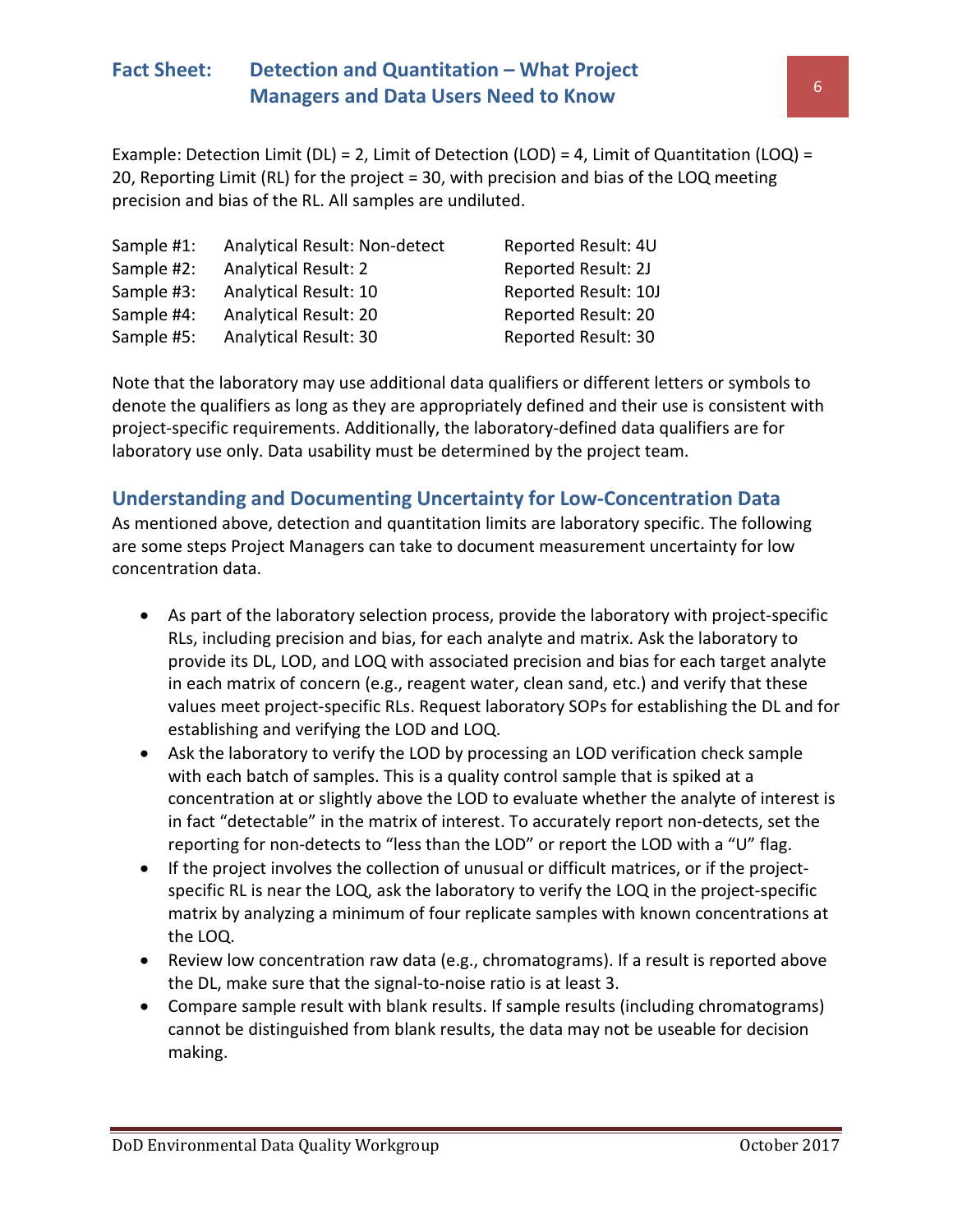Example: Detection Limit (DL) = 2, Limit of Detection (LOD) = 4, Limit of Quantitation (LOQ) = 20, Reporting Limit (RL) for the project = 30, with precision and bias of the LOQ meeting precision and bias of the RL. All samples are undiluted.

| | | |
|---|---|---|
| Sample #1: | Analytical Result: Non-detect | Reported Result: 4U |
| Sample #2: | Analytical Result: 2 | Reported Result: 2J |
| Sample #3: | Analytical Result: 10 | Reported Result: 10J |
| Sample #4: | Analytical Result: 20 | Reported Result: 20 |
| Sample #5: | Analytical Result: 30 | Reported Result: 30 |

Note that the laboratory may use additional data qualifiers or different letters or symbols to denote the qualifiers as long as they are appropriately defined and their use is consistent with project-specific requirements. Additionally, the laboratory-defined data qualifiers are for laboratory use only. Data usability must be determined by the project team.

## Understanding and Documenting Uncertainty for Low-Concentration Data

As mentioned above, detection and quantitation limits are laboratory specific. The following are some steps Project Managers can take to document measurement uncertainty for low concentration data.

- As part of the laboratory selection process, provide the laboratory with project-specific RLs, including precision and bias, for each analyte and matrix. Ask the laboratory to provide its DL, LOD, and LOQ with associated precision and bias for each target analyte in each matrix of concern (e.g., reagent water, clean sand, etc.) and verify that these values meet project-specific RLs. Request laboratory SOPs for establishing the DL and for establishing and verifying the LOD and LOQ.
- Ask the laboratory to verify the LOD by processing an LOD verification check sample with each batch of samples. This is a quality control sample that is spiked at a concentration at or slightly above the LOD to evaluate whether the analyte of interest is in fact "detectable" in the matrix of interest. To accurately report non-detects, set the reporting for non-detects to "less than the LOD" or report the LOD with a "U" flag.
- If the project involves the collection of unusual or difficult matrices, or if the project-specific RL is near the LOQ, ask the laboratory to verify the LOQ in the project-specific matrix by analyzing a minimum of four replicate samples with known concentrations at the LOQ.
- Review low concentration raw data (e.g., chromatograms). If a result is reported above the DL, make sure that the signal-to-noise ratio is at least 3.
- Compare sample result with blank results. If sample results (including chromatograms) cannot be distinguished from blank results, the data may not be useable for decision making.